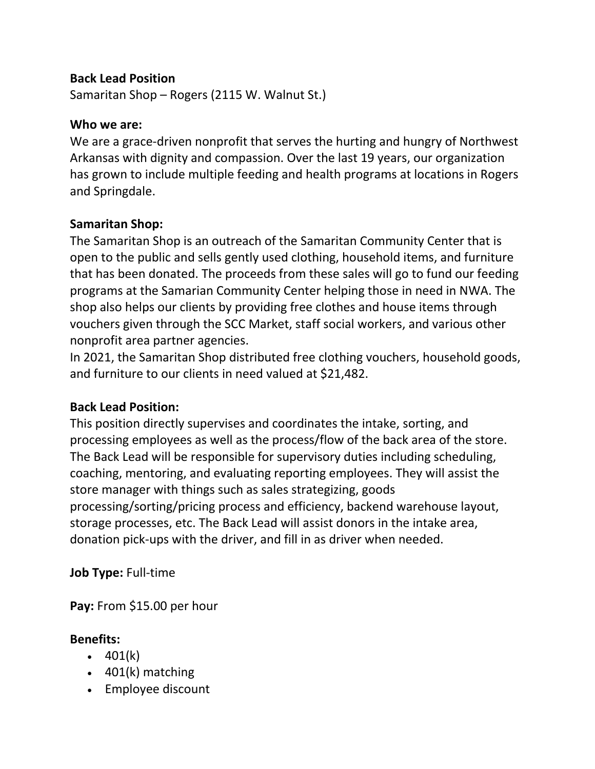**Back Lead Position**
Samaritan Shop – Rogers (2115 W. Walnut St.)

**Who we are:**
We are a grace-driven nonprofit that serves the hurting and hungry of Northwest Arkansas with dignity and compassion. Over the last 19 years, our organization has grown to include multiple feeding and health programs at locations in Rogers and Springdale.

**Samaritan Shop:**
The Samaritan Shop is an outreach of the Samaritan Community Center that is open to the public and sells gently used clothing, household items, and furniture that has been donated. The proceeds from these sales will go to fund our feeding programs at the Samarian Community Center helping those in need in NWA. The shop also helps our clients by providing free clothes and house items through vouchers given through the SCC Market, staff social workers, and various other nonprofit area partner agencies.
In 2021, the Samaritan Shop distributed free clothing vouchers, household goods, and furniture to our clients in need valued at $21,482.

**Back Lead Position:**
This position directly supervises and coordinates the intake, sorting, and processing employees as well as the process/flow of the back area of the store. The Back Lead will be responsible for supervisory duties including scheduling, coaching, mentoring, and evaluating reporting employees. They will assist the store manager with things such as sales strategizing, goods processing/sorting/pricing process and efficiency, backend warehouse layout, storage processes, etc. The Back Lead will assist donors in the intake area, donation pick-ups with the driver, and fill in as driver when needed.

**Job Type:** Full-time

**Pay:** From $15.00 per hour

**Benefits:**

- 401(k)
- 401(k) matching
- Employee discount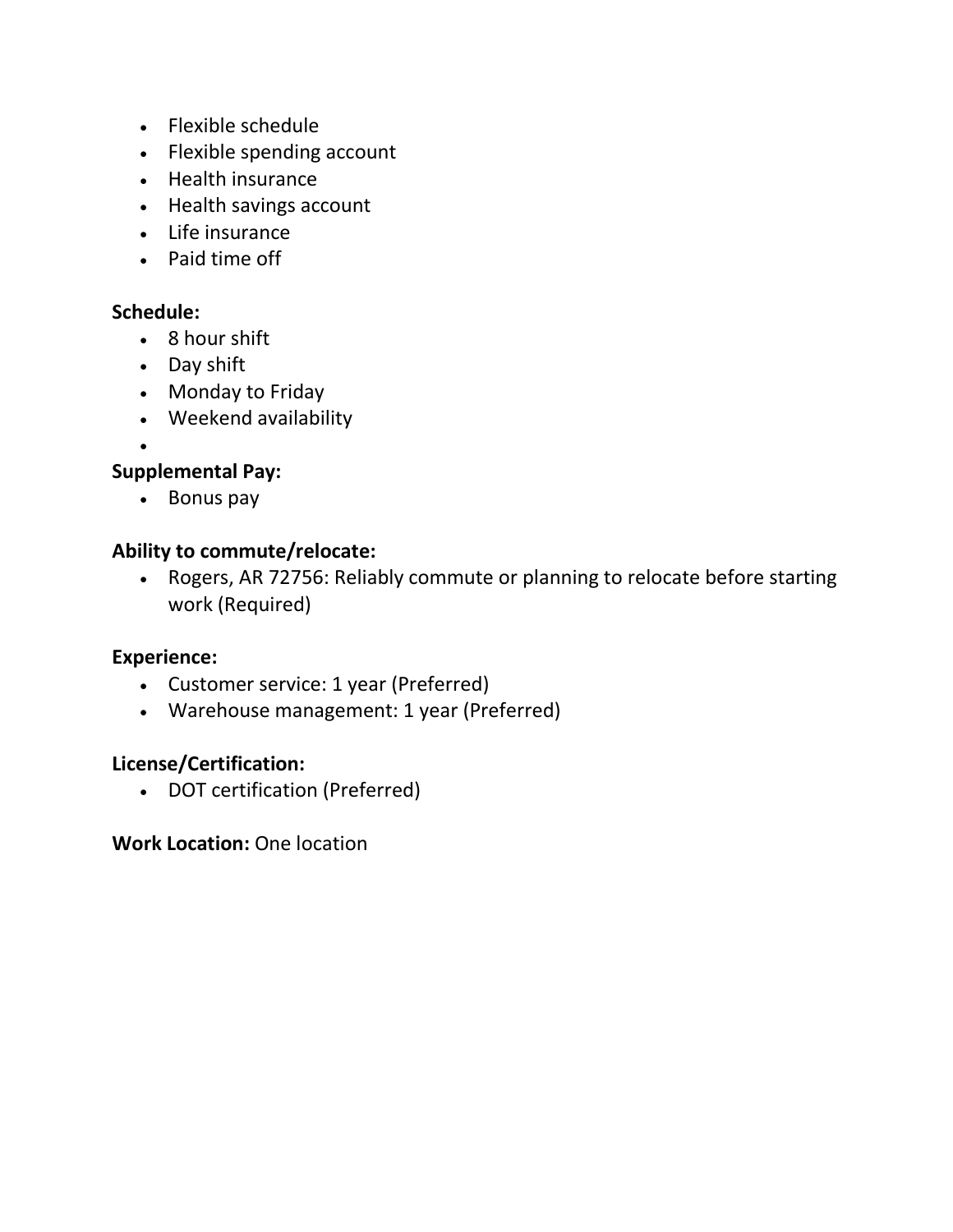- Flexible schedule
- Flexible spending account
- Health insurance
- Health savings account
- Life insurance
- Paid time off

**Schedule:**

- 8 hour shift
- Day shift
- Monday to Friday
- Weekend availability

**Supplemental Pay:**

- Bonus pay

**Ability to commute/relocate:**

- Rogers, AR 72756: Reliably commute or planning to relocate before starting work (Required)

**Experience:**

- Customer service: 1 year (Preferred)
- Warehouse management: 1 year (Preferred)

**License/Certification:**

- DOT certification (Preferred)

**Work Location:** One location